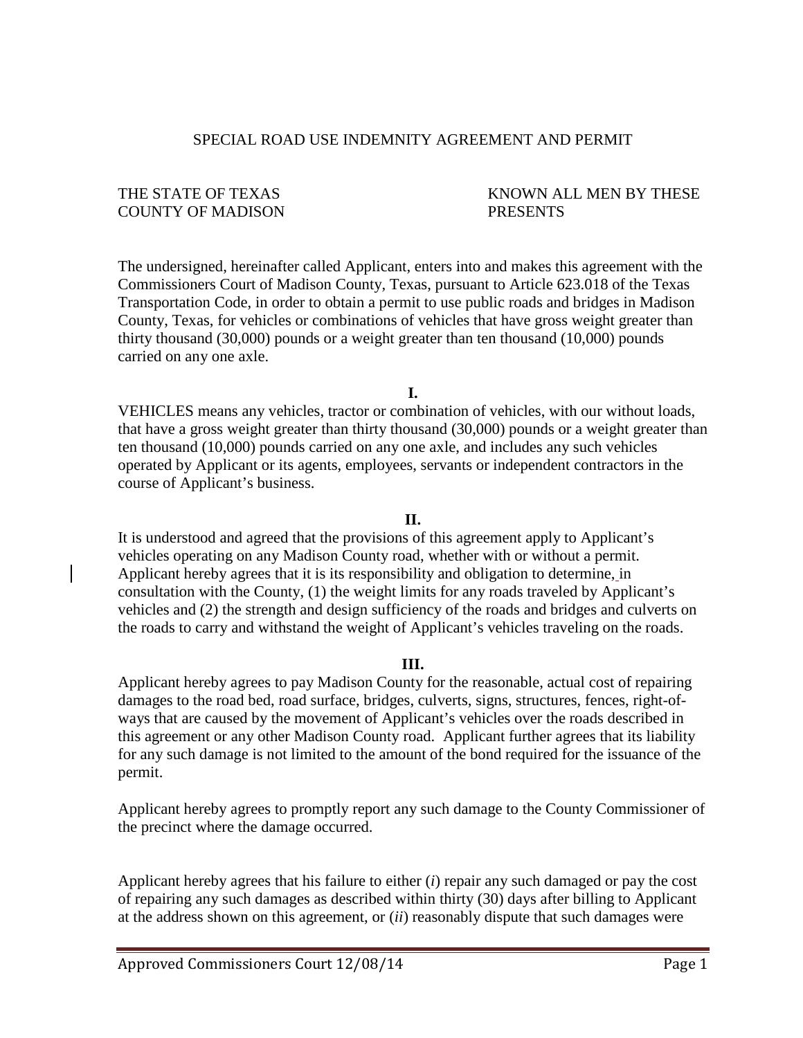# SPECIAL ROAD USE INDEMNITY AGREEMENT AND PERMIT

THE STATE OF TEXAS
COUNTY OF MADISON

KNOWN ALL MEN BY THESE PRESENTS

The undersigned, hereinafter called Applicant, enters into and makes this agreement with the Commissioners Court of Madison County, Texas, pursuant to Article 623.018 of the Texas Transportation Code, in order to obtain a permit to use public roads and bridges in Madison County, Texas, for vehicles or combinations of vehicles that have gross weight greater than thirty thousand (30,000) pounds or a weight greater than ten thousand (10,000) pounds carried on any one axle.

**I.**

VEHICLES means any vehicles, tractor or combination of vehicles, with our without loads, that have a gross weight greater than thirty thousand (30,000) pounds or a weight greater than ten thousand (10,000) pounds carried on any one axle, and includes any such vehicles operated by Applicant or its agents, employees, servants or independent contractors in the course of Applicant's business.

**II.**

It is understood and agreed that the provisions of this agreement apply to Applicant's vehicles operating on any Madison County road, whether with or without a permit. Applicant hereby agrees that it is its responsibility and obligation to determine, in consultation with the County, (1) the weight limits for any roads traveled by Applicant's vehicles and (2) the strength and design sufficiency of the roads and bridges and culverts on the roads to carry and withstand the weight of Applicant's vehicles traveling on the roads.

**III.**

Applicant hereby agrees to pay Madison County for the reasonable, actual cost of repairing damages to the road bed, road surface, bridges, culverts, signs, structures, fences, right-of-ways that are caused by the movement of Applicant's vehicles over the roads described in this agreement or any other Madison County road. Applicant further agrees that its liability for any such damage is not limited to the amount of the bond required for the issuance of the permit.

Applicant hereby agrees to promptly report any such damage to the County Commissioner of the precinct where the damage occurred.

Applicant hereby agrees that his failure to either (*i*) repair any such damaged or pay the cost of repairing any such damages as described within thirty (30) days after billing to Applicant at the address shown on this agreement, or (*ii*) reasonably dispute that such damages were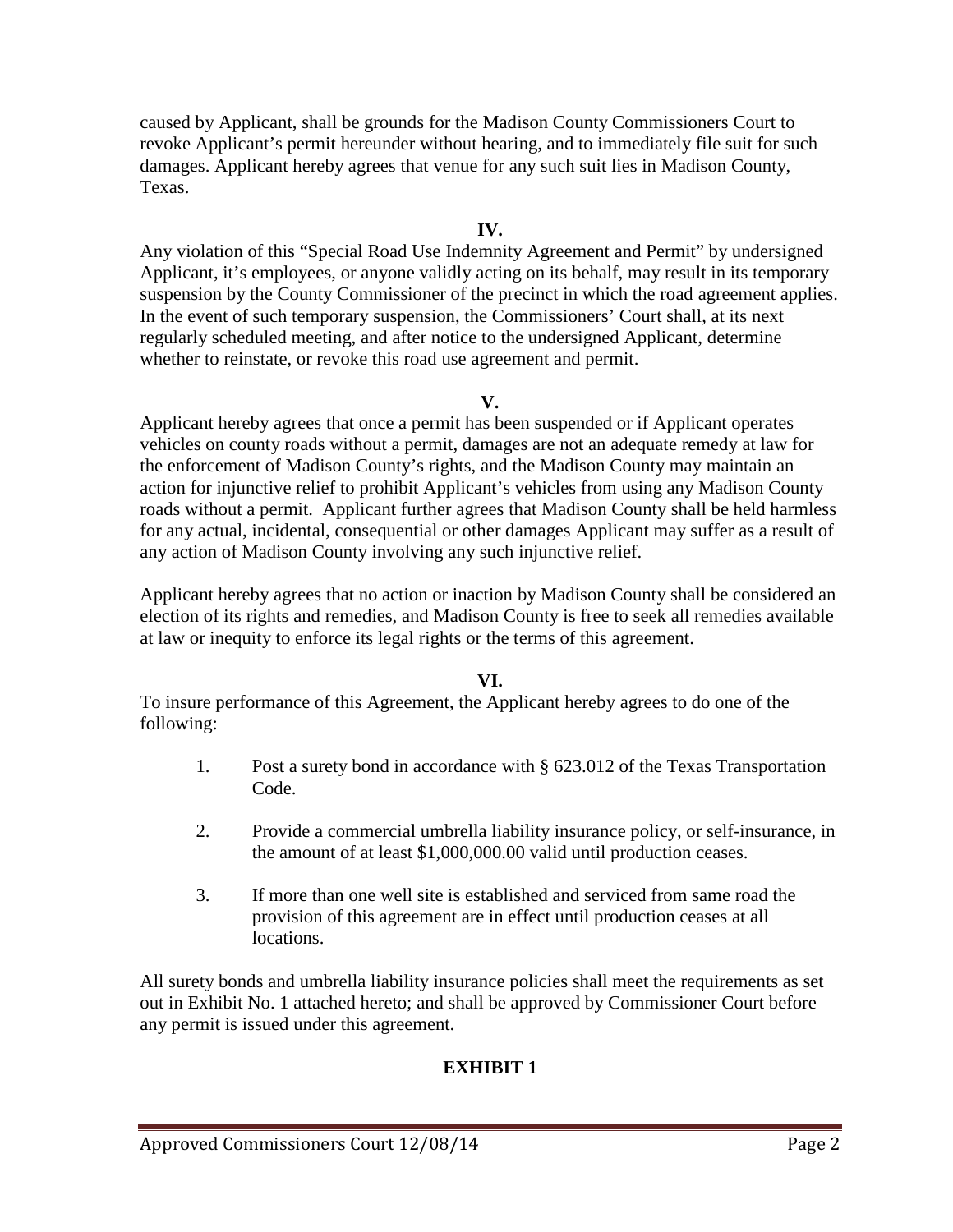caused by Applicant, shall be grounds for the Madison County Commissioners Court to revoke Applicant's permit hereunder without hearing, and to immediately file suit for such damages. Applicant hereby agrees that venue for any such suit lies in Madison County, Texas.

**IV.**

Any violation of this "Special Road Use Indemnity Agreement and Permit" by undersigned Applicant, it's employees, or anyone validly acting on its behalf, may result in its temporary suspension by the County Commissioner of the precinct in which the road agreement applies. In the event of such temporary suspension, the Commissioners' Court shall, at its next regularly scheduled meeting, and after notice to the undersigned Applicant, determine whether to reinstate, or revoke this road use agreement and permit.

**V.**

Applicant hereby agrees that once a permit has been suspended or if Applicant operates vehicles on county roads without a permit, damages are not an adequate remedy at law for the enforcement of Madison County's rights, and the Madison County may maintain an action for injunctive relief to prohibit Applicant's vehicles from using any Madison County roads without a permit. Applicant further agrees that Madison County shall be held harmless for any actual, incidental, consequential or other damages Applicant may suffer as a result of any action of Madison County involving any such injunctive relief.

Applicant hereby agrees that no action or inaction by Madison County shall be considered an election of its rights and remedies, and Madison County is free to seek all remedies available at law or inequity to enforce its legal rights or the terms of this agreement.

**VI.**

To insure performance of this Agreement, the Applicant hereby agrees to do one of the following:

1. Post a surety bond in accordance with § 623.012 of the Texas Transportation Code.

2. Provide a commercial umbrella liability insurance policy, or self-insurance, in the amount of at least $1,000,000.00 valid until production ceases.

3. If more than one well site is established and serviced from same road the provision of this agreement are in effect until production ceases at all locations.

All surety bonds and umbrella liability insurance policies shall meet the requirements as set out in Exhibit No. 1 attached hereto; and shall be approved by Commissioner Court before any permit is issued under this agreement.

**EXHIBIT 1**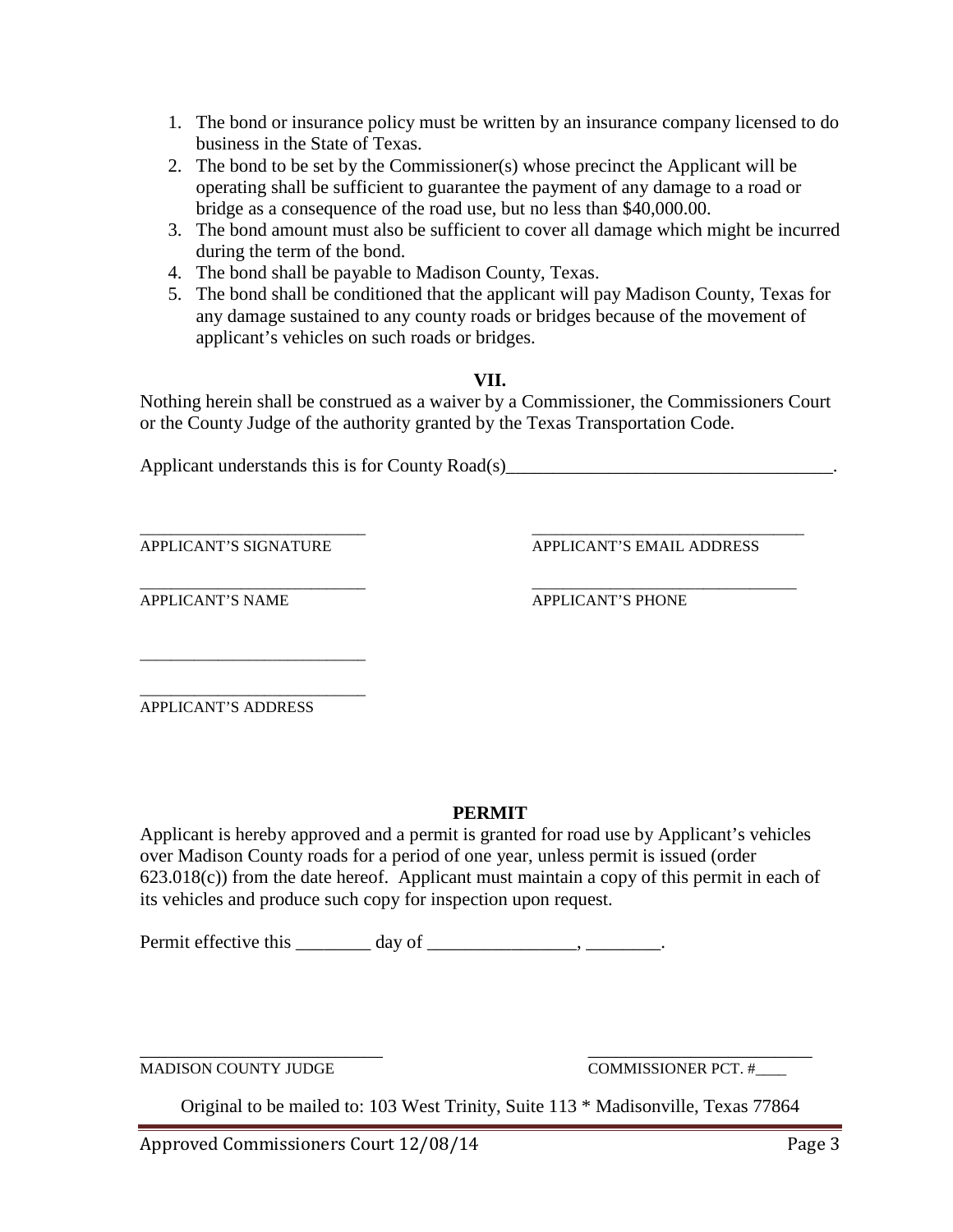1. The bond or insurance policy must be written by an insurance company licensed to do business in the State of Texas.
2. The bond to be set by the Commissioner(s) whose precinct the Applicant will be operating shall be sufficient to guarantee the payment of any damage to a road or bridge as a consequence of the road use, but no less than $40,000.00.
3. The bond amount must also be sufficient to cover all damage which might be incurred during the term of the bond.
4. The bond shall be payable to Madison County, Texas.
5. The bond shall be conditioned that the applicant will pay Madison County, Texas for any damage sustained to any county roads or bridges because of the movement of applicant's vehicles on such roads or bridges.

**VII.**

Nothing herein shall be construed as a waiver by a Commissioner, the Commissioners Court or the County Judge of the authority granted by the Texas Transportation Code.

Applicant understands this is for County Road(s)___________________________________.

___________________________ APPLICANT'S SIGNATURE

_________________________________ APPLICANT'S EMAIL ADDRESS

___________________________ APPLICANT'S NAME

_________________________________ APPLICANT'S PHONE

___________________________

___________________________ APPLICANT'S ADDRESS

**PERMIT**

Applicant is hereby approved and a permit is granted for road use by Applicant's vehicles over Madison County roads for a period of one year, unless permit is issued (order 623.018(c)) from the date hereof. Applicant must maintain a copy of this permit in each of its vehicles and produce such copy for inspection upon request.

Permit effective this ________ day of ________________, ________.

___________________________ MADISON COUNTY JUDGE

___________________________ COMMISSIONER PCT. #____

Original to be mailed to: 103 West Trinity, Suite 113 * Madisonville, Texas 77864

Approved Commissioners Court 12/08/14